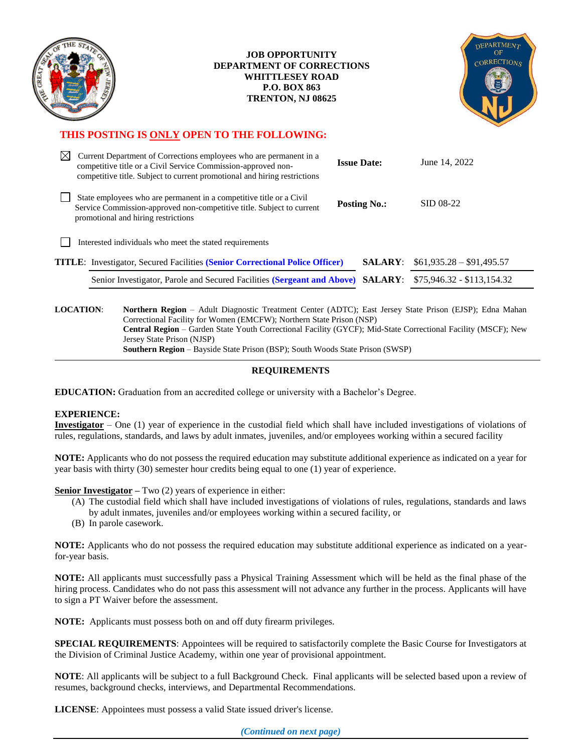**JOB OPPORTUNITY**
**DEPARTMENT OF CORRECTIONS**
**WHITTLESEY ROAD**
**P.O. BOX 863**
**TRENTON, NJ 08625**

**THIS POSTING IS ONLY OPEN TO THE FOLLOWING:**

| | | | |
|---|---|---|---|
| ☒ | Current Department of Corrections employees who are permanent in a competitive title or a Civil Service Commission-approved non-competitive title. Subject to current promotional and hiring restrictions | **Issue Date:** | June 14, 2022 |
| ☐ | State employees who are permanent in a competitive title or a Civil Service Commission-approved non-competitive title. Subject to current promotional and hiring restrictions | **Posting No.:** | SID 08-22 |
| ☐ | Interested individuals who meet the stated requirements | | |

**TITLE**: Investigator, Secured Facilities **(Senior Correctional Police Officer)** **SALARY**: $61,935.28 – $91,495.57

Senior Investigator, Parole and Secured Facilities **(Sergeant and Above)** **SALARY**: $75,946.32 - $113,154.32

**LOCATION**:
**Northern Region** – Adult Diagnostic Treatment Center (ADTC); East Jersey State Prison (EJSP); Edna Mahan Correctional Facility for Women (EMCFW); Northern State Prison (NSP)
**Central Region** – Garden State Youth Correctional Facility (GYCF); Mid-State Correctional Facility (MSCF); New Jersey State Prison (NJSP)
**Southern Region** – Bayside State Prison (BSP); South Woods State Prison (SWSP)

## REQUIREMENTS

**EDUCATION:** Graduation from an accredited college or university with a Bachelor's Degree.

**EXPERIENCE:**
**Investigator** – One (1) year of experience in the custodial field which shall have included investigations of violations of rules, regulations, standards, and laws by adult inmates, juveniles, and/or employees working within a secured facility

**NOTE:** Applicants who do not possess the required education may substitute additional experience as indicated on a year for year basis with thirty (30) semester hour credits being equal to one (1) year of experience.

**Senior Investigator –** Two (2) years of experience in either:

(A) The custodial field which shall have included investigations of violations of rules, regulations, standards and laws by adult inmates, juveniles and/or employees working within a secured facility, or
(B) In parole casework.

**NOTE:** Applicants who do not possess the required education may substitute additional experience as indicated on a year-for-year basis.

**NOTE:** All applicants must successfully pass a Physical Training Assessment which will be held as the final phase of the hiring process. Candidates who do not pass this assessment will not advance any further in the process. Applicants will have to sign a PT Waiver before the assessment.

**NOTE:** Applicants must possess both on and off duty firearm privileges.

**SPECIAL REQUIREMENTS**: Appointees will be required to satisfactorily complete the Basic Course for Investigators at the Division of Criminal Justice Academy, within one year of provisional appointment.

**NOTE**: All applicants will be subject to a full Background Check. Final applicants will be selected based upon a review of resumes, background checks, interviews, and Departmental Recommendations.

**LICENSE**: Appointees must possess a valid State issued driver's license.

*(Continued on next page)*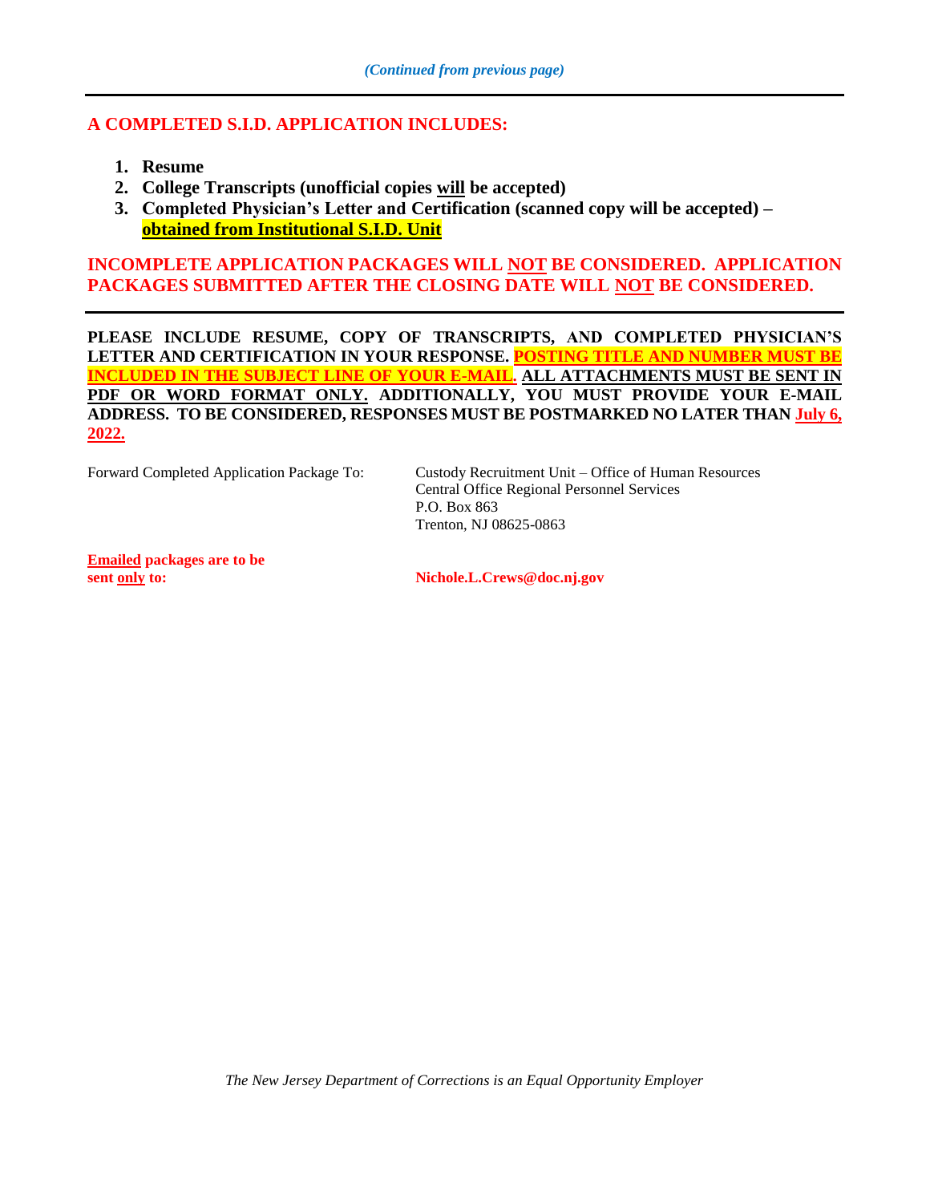*(Continued from previous page)*

---

## A COMPLETED S.I.D. APPLICATION INCLUDES:

1. **Resume**
2. **College Transcripts (unofficial copies will be accepted)**
3. **Completed Physician's Letter and Certification (scanned copy will be accepted) – obtained from Institutional S.I.D. Unit**

**INCOMPLETE APPLICATION PACKAGES WILL NOT BE CONSIDERED. APPLICATION PACKAGES SUBMITTED AFTER THE CLOSING DATE WILL NOT BE CONSIDERED.**

---

**PLEASE INCLUDE RESUME, COPY OF TRANSCRIPTS, AND COMPLETED PHYSICIAN'S LETTER AND CERTIFICATION IN YOUR RESPONSE. POSTING TITLE AND NUMBER MUST BE INCLUDED IN THE SUBJECT LINE OF YOUR E-MAIL. ALL ATTACHMENTS MUST BE SENT IN PDF OR WORD FORMAT ONLY. ADDITIONALLY, YOU MUST PROVIDE YOUR E-MAIL ADDRESS. TO BE CONSIDERED, RESPONSES MUST BE POSTMARKED NO LATER THAN July 6, 2022.**

Forward Completed Application Package To:

Custody Recruitment Unit – Office of Human Resources
Central Office Regional Personnel Services
P.O. Box 863
Trenton, NJ 08625-0863

**Emailed packages are to be sent only to:** **Nichole.L.Crews@doc.nj.gov**

*The New Jersey Department of Corrections is an Equal Opportunity Employer*